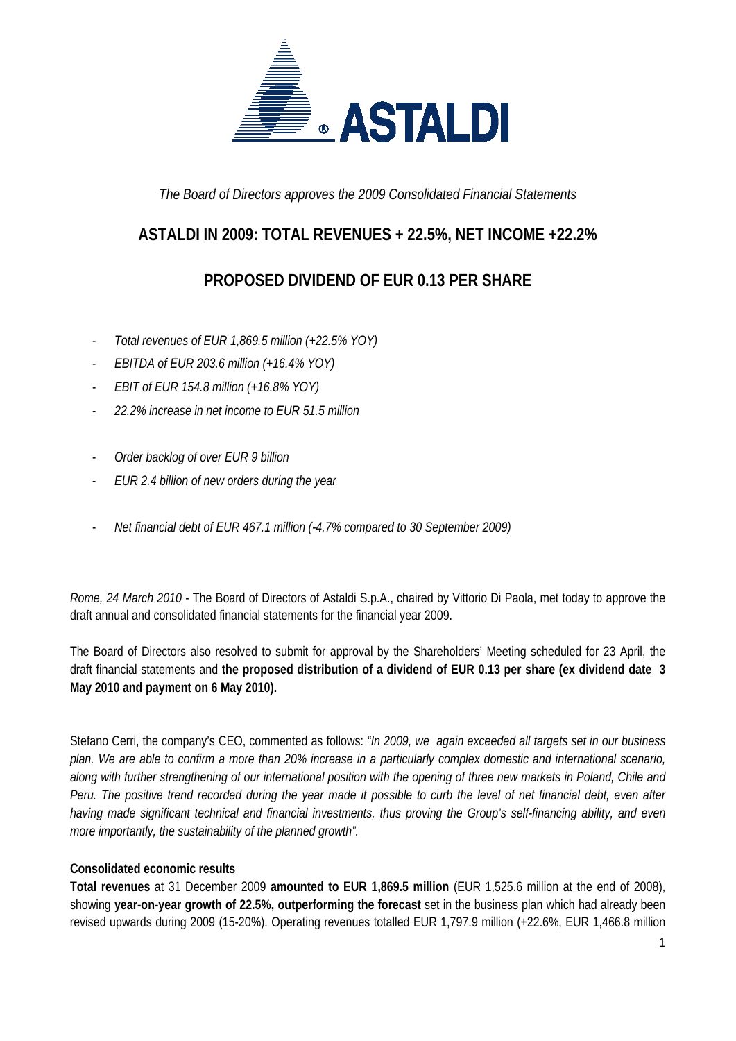*The Board of Directors approves the 2009 Consolidated Financial Statements*

# ASTALDI IN 2009: TOTAL REVENUES + 22.5%, NET INCOME +22.2%

# PROPOSED DIVIDEND OF EUR 0.13 PER SHARE

- *Total revenues of EUR 1,869.5 million (+22.5% YOY)*
- *EBITDA of EUR 203.6 million (+16.4% YOY)*
- *EBIT of EUR 154.8 million (+16.8% YOY)*
- *22.2% increase in net income to EUR 51.5 million*

- *Order backlog of over EUR 9 billion*
- *EUR 2.4 billion of new orders during the year*

- *Net financial debt of EUR 467.1 million (-4.7% compared to 30 September 2009)*

*Rome, 24 March 2010* - The Board of Directors of Astaldi S.p.A., chaired by Vittorio Di Paola, met today to approve the draft annual and consolidated financial statements for the financial year 2009.

The Board of Directors also resolved to submit for approval by the Shareholders' Meeting scheduled for 23 April, the draft financial statements and **the proposed distribution of a dividend of EUR 0.13 per share (ex dividend date 3 May 2010 and payment on 6 May 2010).**

Stefano Cerri, the company's CEO, commented as follows: *"In 2009, we again exceeded all targets set in our business plan. We are able to confirm a more than 20% increase in a particularly complex domestic and international scenario, along with further strengthening of our international position with the opening of three new markets in Poland, Chile and Peru. The positive trend recorded during the year made it possible to curb the level of net financial debt, even after having made significant technical and financial investments, thus proving the Group's self-financing ability, and even more importantly, the sustainability of the planned growth".*

**Consolidated economic results**

**Total revenues** at 31 December 2009 **amounted to EUR 1,869.5 million** (EUR 1,525.6 million at the end of 2008), showing **year-on-year growth of 22.5%, outperforming the forecast** set in the business plan which had already been revised upwards during 2009 (15-20%). Operating revenues totalled EUR 1,797.9 million (+22.6%, EUR 1,466.8 million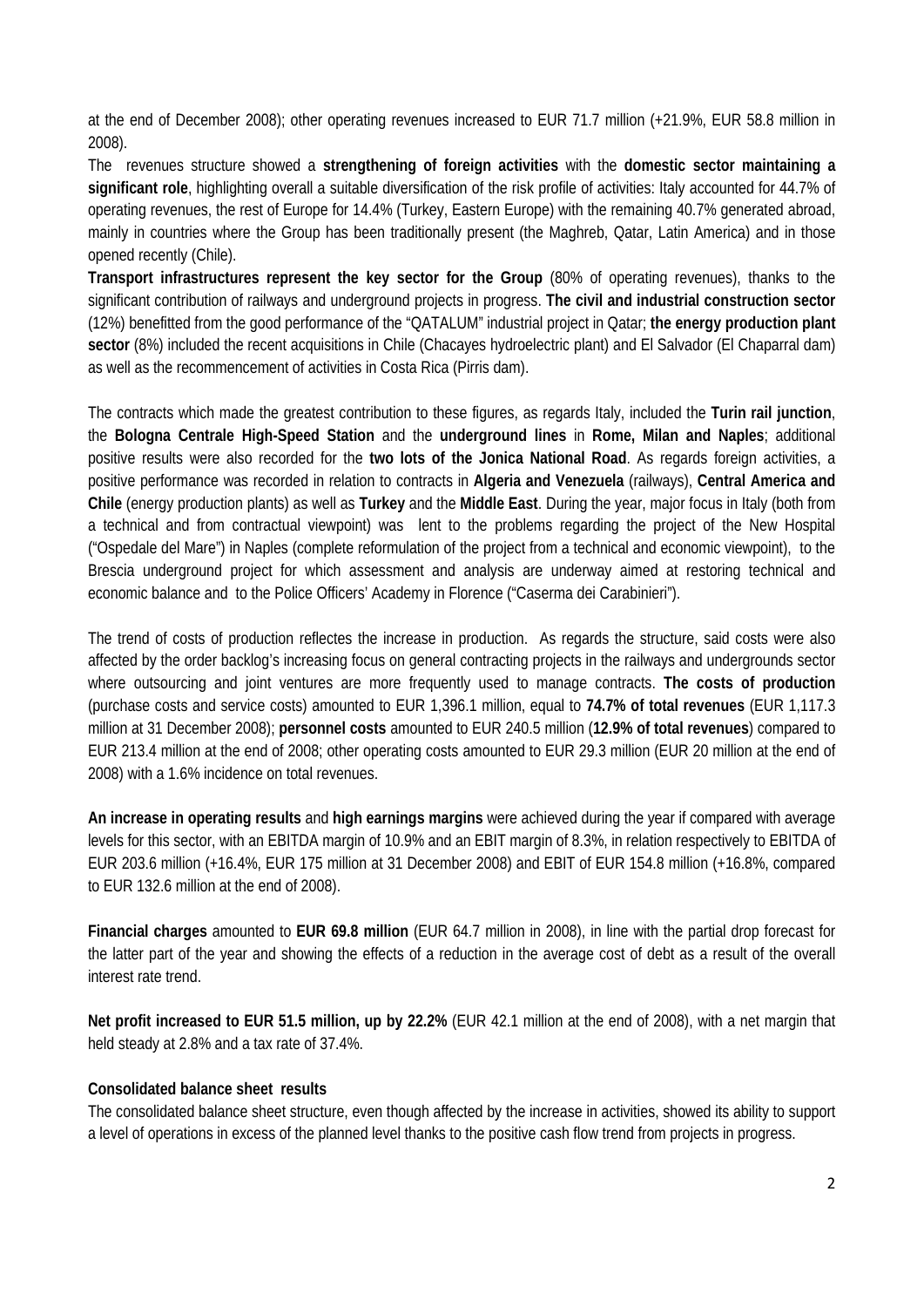at the end of December 2008); other operating revenues increased to EUR 71.7 million (+21.9%, EUR 58.8 million in 2008).

The revenues structure showed a **strengthening of foreign activities** with the **domestic sector maintaining a significant role**, highlighting overall a suitable diversification of the risk profile of activities: Italy accounted for 44.7% of operating revenues, the rest of Europe for 14.4% (Turkey, Eastern Europe) with the remaining 40.7% generated abroad, mainly in countries where the Group has been traditionally present (the Maghreb, Qatar, Latin America) and in those opened recently (Chile).

**Transport infrastructures represent the key sector for the Group** (80% of operating revenues), thanks to the significant contribution of railways and underground projects in progress. **The civil and industrial construction sector** (12%) benefitted from the good performance of the "QATALUM" industrial project in Qatar; **the energy production plant sector** (8%) included the recent acquisitions in Chile (Chacayes hydroelectric plant) and El Salvador (El Chaparral dam) as well as the recommencement of activities in Costa Rica (Pirris dam).

The contracts which made the greatest contribution to these figures, as regards Italy, included the **Turin rail junction**, the **Bologna Centrale High-Speed Station** and the **underground lines** in **Rome, Milan and Naples**; additional positive results were also recorded for the **two lots of the Jonica National Road**. As regards foreign activities, a positive performance was recorded in relation to contracts in **Algeria and Venezuela** (railways), **Central America and Chile** (energy production plants) as well as **Turkey** and the **Middle East**. During the year, major focus in Italy (both from a technical and from contractual viewpoint) was lent to the problems regarding the project of the New Hospital ("Ospedale del Mare") in Naples (complete reformulation of the project from a technical and economic viewpoint), to the Brescia underground project for which assessment and analysis are underway aimed at restoring technical and economic balance and to the Police Officers' Academy in Florence ("Caserma dei Carabinieri").

The trend of costs of production reflectes the increase in production. As regards the structure, said costs were also affected by the order backlog's increasing focus on general contracting projects in the railways and undergrounds sector where outsourcing and joint ventures are more frequently used to manage contracts. **The costs of production** (purchase costs and service costs) amounted to EUR 1,396.1 million, equal to **74.7% of total revenues** (EUR 1,117.3 million at 31 December 2008); **personnel costs** amounted to EUR 240.5 million (**12.9% of total revenues**) compared to EUR 213.4 million at the end of 2008; other operating costs amounted to EUR 29.3 million (EUR 20 million at the end of 2008) with a 1.6% incidence on total revenues.

**An increase in operating results** and **high earnings margins** were achieved during the year if compared with average levels for this sector, with an EBITDA margin of 10.9% and an EBIT margin of 8.3%, in relation respectively to EBITDA of EUR 203.6 million (+16.4%, EUR 175 million at 31 December 2008) and EBIT of EUR 154.8 million (+16.8%, compared to EUR 132.6 million at the end of 2008).

**Financial charges** amounted to **EUR 69.8 million** (EUR 64.7 million in 2008), in line with the partial drop forecast for the latter part of the year and showing the effects of a reduction in the average cost of debt as a result of the overall interest rate trend.

**Net profit increased to EUR 51.5 million, up by 22.2%** (EUR 42.1 million at the end of 2008), with a net margin that held steady at 2.8% and a tax rate of 37.4%.

**Consolidated balance sheet results**

The consolidated balance sheet structure, even though affected by the increase in activities, showed its ability to support a level of operations in excess of the planned level thanks to the positive cash flow trend from projects in progress.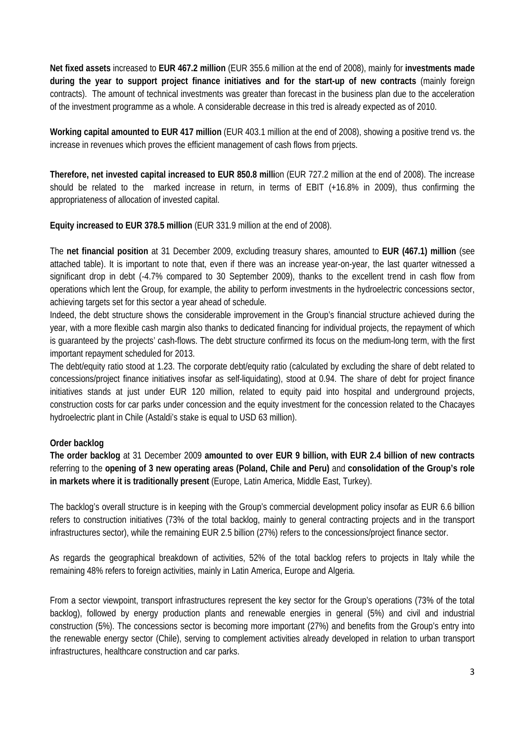**Net fixed assets** increased to **EUR 467.2 million** (EUR 355.6 million at the end of 2008), mainly for **investments made during the year to support project finance initiatives and for the start-up of new contracts** (mainly foreign contracts). The amount of technical investments was greater than forecast in the business plan due to the acceleration of the investment programme as a whole. A considerable decrease in this tred is already expected as of 2010.

**Working capital amounted to EUR 417 million** (EUR 403.1 million at the end of 2008), showing a positive trend vs. the increase in revenues which proves the efficient management of cash flows from prjects.

**Therefore, net invested capital increased to EUR 850.8 milli**on (EUR 727.2 million at the end of 2008). The increase should be related to the marked increase in return, in terms of EBIT (+16.8% in 2009), thus confirming the appropriateness of allocation of invested capital.

**Equity increased to EUR 378.5 million** (EUR 331.9 million at the end of 2008).

The **net financial position** at 31 December 2009, excluding treasury shares, amounted to **EUR (467.1) million** (see attached table). It is important to note that, even if there was an increase year-on-year, the last quarter witnessed a significant drop in debt (-4.7% compared to 30 September 2009), thanks to the excellent trend in cash flow from operations which lent the Group, for example, the ability to perform investments in the hydroelectric concessions sector, achieving targets set for this sector a year ahead of schedule.

Indeed, the debt structure shows the considerable improvement in the Group's financial structure achieved during the year, with a more flexible cash margin also thanks to dedicated financing for individual projects, the repayment of which is guaranteed by the projects' cash-flows. The debt structure confirmed its focus on the medium-long term, with the first important repayment scheduled for 2013.

The debt/equity ratio stood at 1.23. The corporate debt/equity ratio (calculated by excluding the share of debt related to concessions/project finance initiatives insofar as self-liquidating), stood at 0.94. The share of debt for project finance initiatives stands at just under EUR 120 million, related to equity paid into hospital and underground projects, construction costs for car parks under concession and the equity investment for the concession related to the Chacayes hydroelectric plant in Chile (Astaldi's stake is equal to USD 63 million).

**Order backlog**

**The order backlog** at 31 December 2009 **amounted to over EUR 9 billion, with EUR 2.4 billion of new contracts** referring to the **opening of 3 new operating areas (Poland, Chile and Peru)** and **consolidation of the Group's role in markets where it is traditionally present** (Europe, Latin America, Middle East, Turkey).

The backlog's overall structure is in keeping with the Group's commercial development policy insofar as EUR 6.6 billion refers to construction initiatives (73% of the total backlog, mainly to general contracting projects and in the transport infrastructures sector), while the remaining EUR 2.5 billion (27%) refers to the concessions/project finance sector.

As regards the geographical breakdown of activities, 52% of the total backlog refers to projects in Italy while the remaining 48% refers to foreign activities, mainly in Latin America, Europe and Algeria.

From a sector viewpoint, transport infrastructures represent the key sector for the Group's operations (73% of the total backlog), followed by energy production plants and renewable energies in general (5%) and civil and industrial construction (5%). The concessions sector is becoming more important (27%) and benefits from the Group's entry into the renewable energy sector (Chile), serving to complement activities already developed in relation to urban transport infrastructures, healthcare construction and car parks.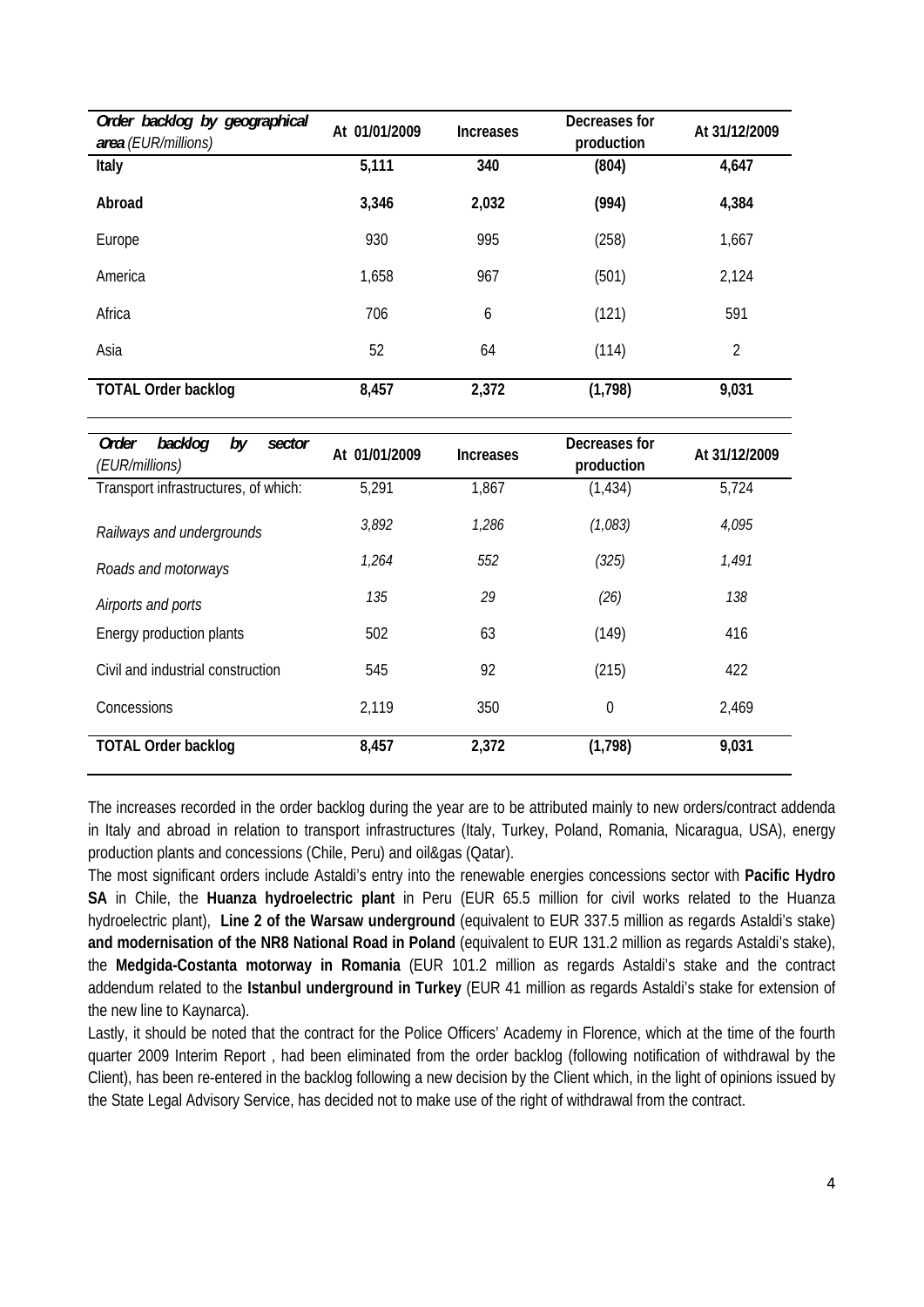| *Order backlog by geographical area (EUR/millions)* | At 01/01/2009 | Increases | Decreases for production | At 31/12/2009 |
|---|---|---|---|---|
| **Italy** | **5,111** | **340** | **(804)** | **4,647** |
| **Abroad** | **3,346** | **2,032** | **(994)** | **4,384** |
| Europe | 930 | 995 | (258) | 1,667 |
| America | 1,658 | 967 | (501) | 2,124 |
| Africa | 706 | 6 | (121) | 591 |
| Asia | 52 | 64 | (114) | 2 |
| **TOTAL Order backlog** | **8,457** | **2,372** | **(1,798)** | **9,031** |

| *Order backlog by sector (EUR/millions)* | At 01/01/2009 | Increases | Decreases for production | At 31/12/2009 |
|---|---|---|---|---|
| Transport infrastructures, of which: | 5,291 | 1,867 | (1,434) | 5,724 |
| *Railways and undergrounds* | *3,892* | *1,286* | *(1,083)* | *4,095* |
| *Roads and motorways* | *1,264* | *552* | *(325)* | *1,491* |
| *Airports and ports* | *135* | *29* | *(26)* | *138* |
| Energy production plants | 502 | 63 | (149) | 416 |
| Civil and industrial construction | 545 | 92 | (215) | 422 |
| Concessions | 2,119 | 350 | 0 | 2,469 |
| **TOTAL Order backlog** | **8,457** | **2,372** | **(1,798)** | **9,031** |

The increases recorded in the order backlog during the year are to be attributed mainly to new orders/contract addenda in Italy and abroad in relation to transport infrastructures (Italy, Turkey, Poland, Romania, Nicaragua, USA), energy production plants and concessions (Chile, Peru) and oil&gas (Qatar).

The most significant orders include Astaldi's entry into the renewable energies concessions sector with **Pacific Hydro SA** in Chile, the **Huanza hydroelectric plant** in Peru (EUR 65.5 million for civil works related to the Huanza hydroelectric plant), **Line 2 of the Warsaw underground** (equivalent to EUR 337.5 million as regards Astaldi's stake) **and modernisation of the NR8 National Road in Poland** (equivalent to EUR 131.2 million as regards Astaldi's stake), the **Medgida-Costanta motorway in Romania** (EUR 101.2 million as regards Astaldi's stake and the contract addendum related to the **Istanbul underground in Turkey** (EUR 41 million as regards Astaldi's stake for extension of the new line to Kaynarca).

Lastly, it should be noted that the contract for the Police Officers' Academy in Florence, which at the time of the fourth quarter 2009 Interim Report , had been eliminated from the order backlog (following notification of withdrawal by the Client), has been re-entered in the backlog following a new decision by the Client which, in the light of opinions issued by the State Legal Advisory Service, has decided not to make use of the right of withdrawal from the contract.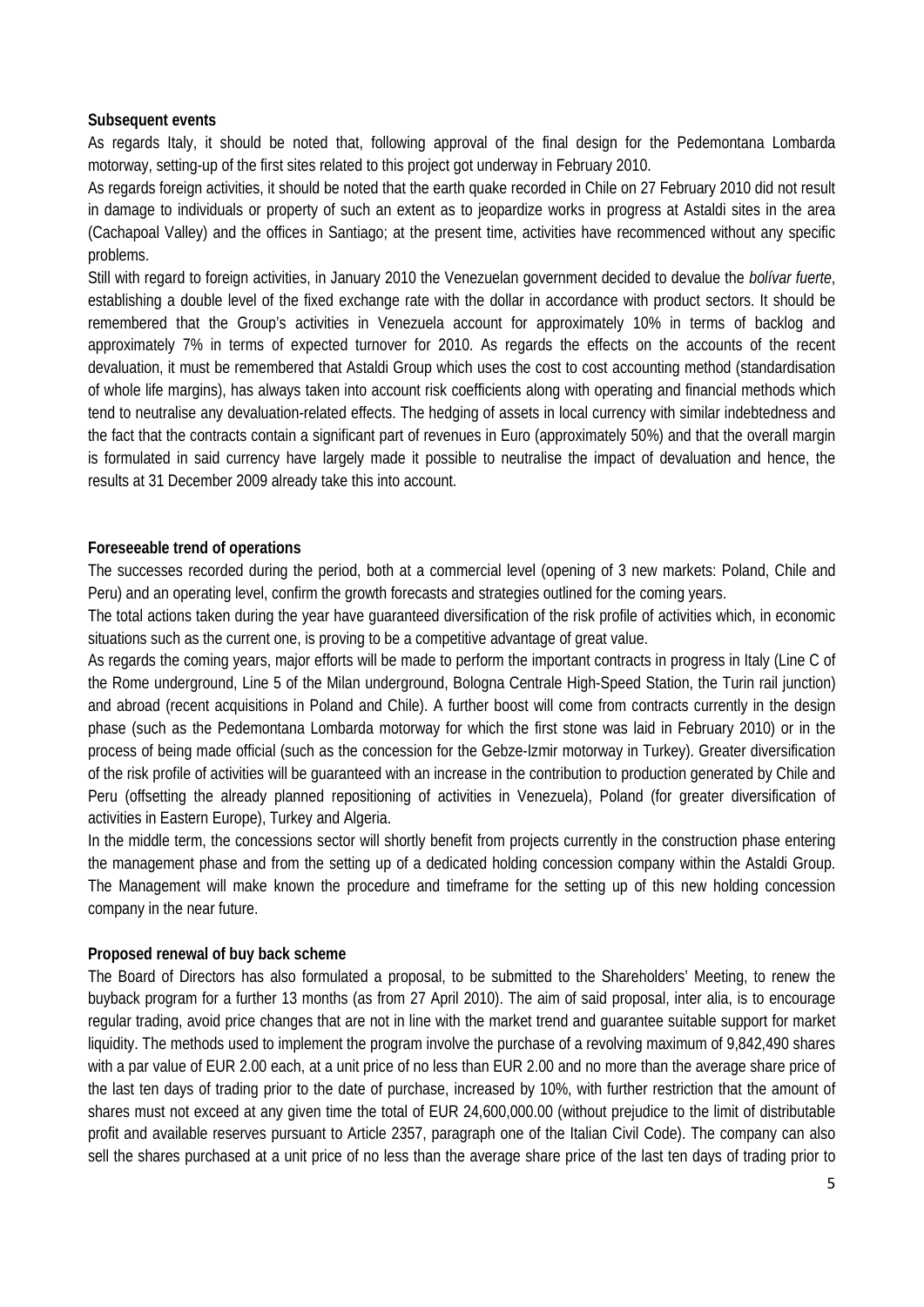**Subsequent events**

As regards Italy, it should be noted that, following approval of the final design for the Pedemontana Lombarda motorway, setting-up of the first sites related to this project got underway in February 2010.

As regards foreign activities, it should be noted that the earth quake recorded in Chile on 27 February 2010 did not result in damage to individuals or property of such an extent as to jeopardize works in progress at Astaldi sites in the area (Cachapoal Valley) and the offices in Santiago; at the present time, activities have recommenced without any specific problems.

Still with regard to foreign activities, in January 2010 the Venezuelan government decided to devalue the *bolívar fuerte*, establishing a double level of the fixed exchange rate with the dollar in accordance with product sectors. It should be remembered that the Group's activities in Venezuela account for approximately 10% in terms of backlog and approximately 7% in terms of expected turnover for 2010. As regards the effects on the accounts of the recent devaluation, it must be remembered that Astaldi Group which uses the cost to cost accounting method (standardisation of whole life margins), has always taken into account risk coefficients along with operating and financial methods which tend to neutralise any devaluation-related effects. The hedging of assets in local currency with similar indebtedness and the fact that the contracts contain a significant part of revenues in Euro (approximately 50%) and that the overall margin is formulated in said currency have largely made it possible to neutralise the impact of devaluation and hence, the results at 31 December 2009 already take this into account.

**Foreseeable trend of operations**

The successes recorded during the period, both at a commercial level (opening of 3 new markets: Poland, Chile and Peru) and an operating level, confirm the growth forecasts and strategies outlined for the coming years.

The total actions taken during the year have guaranteed diversification of the risk profile of activities which, in economic situations such as the current one, is proving to be a competitive advantage of great value.

As regards the coming years, major efforts will be made to perform the important contracts in progress in Italy (Line C of the Rome underground, Line 5 of the Milan underground, Bologna Centrale High-Speed Station, the Turin rail junction) and abroad (recent acquisitions in Poland and Chile). A further boost will come from contracts currently in the design phase (such as the Pedemontana Lombarda motorway for which the first stone was laid in February 2010) or in the process of being made official (such as the concession for the Gebze-Izmir motorway in Turkey). Greater diversification of the risk profile of activities will be guaranteed with an increase in the contribution to production generated by Chile and Peru (offsetting the already planned repositioning of activities in Venezuela), Poland (for greater diversification of activities in Eastern Europe), Turkey and Algeria.

In the middle term, the concessions sector will shortly benefit from projects currently in the construction phase entering the management phase and from the setting up of a dedicated holding concession company within the Astaldi Group. The Management will make known the procedure and timeframe for the setting up of this new holding concession company in the near future.

**Proposed renewal of buy back scheme**

The Board of Directors has also formulated a proposal, to be submitted to the Shareholders' Meeting, to renew the buyback program for a further 13 months (as from 27 April 2010). The aim of said proposal, inter alia, is to encourage regular trading, avoid price changes that are not in line with the market trend and guarantee suitable support for market liquidity. The methods used to implement the program involve the purchase of a revolving maximum of 9,842,490 shares with a par value of EUR 2.00 each, at a unit price of no less than EUR 2.00 and no more than the average share price of the last ten days of trading prior to the date of purchase, increased by 10%, with further restriction that the amount of shares must not exceed at any given time the total of EUR 24,600,000.00 (without prejudice to the limit of distributable profit and available reserves pursuant to Article 2357, paragraph one of the Italian Civil Code). The company can also sell the shares purchased at a unit price of no less than the average share price of the last ten days of trading prior to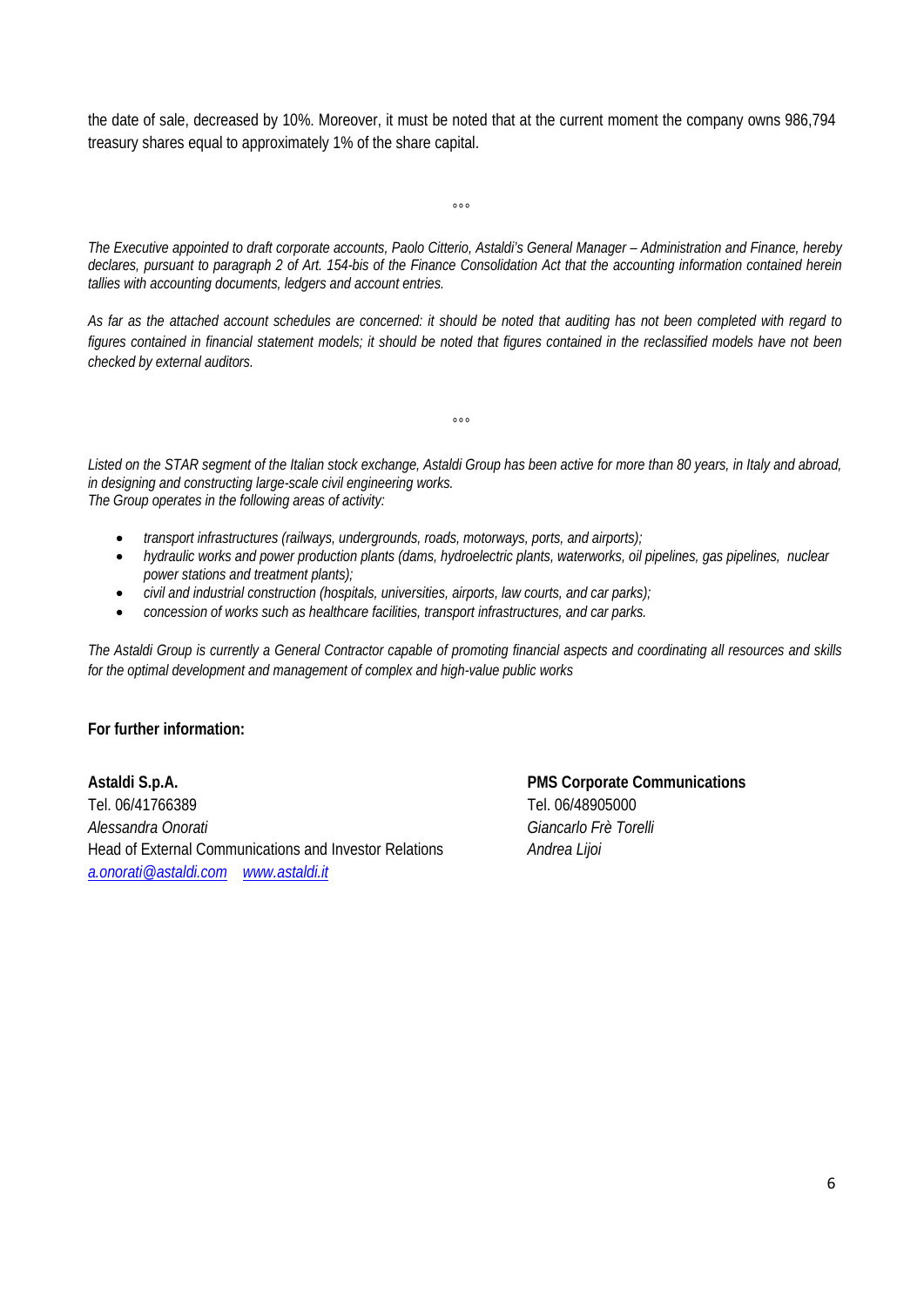the date of sale, decreased by 10%. Moreover, it must be noted that at the current moment the company owns 986,794 treasury shares equal to approximately 1% of the share capital.

°°°

*The Executive appointed to draft corporate accounts, Paolo Citterio, Astaldi's General Manager – Administration and Finance, hereby declares, pursuant to paragraph 2 of Art. 154-bis of the Finance Consolidation Act that the accounting information contained herein tallies with accounting documents, ledgers and account entries.*

*As far as the attached account schedules are concerned: it should be noted that auditing has not been completed with regard to figures contained in financial statement models; it should be noted that figures contained in the reclassified models have not been checked by external auditors.*

°°°

*Listed on the STAR segment of the Italian stock exchange, Astaldi Group has been active for more than 80 years, in Italy and abroad, in designing and constructing large-scale civil engineering works.*
*The Group operates in the following areas of activity:*

- *transport infrastructures (railways, undergrounds, roads, motorways, ports, and airports);*
- *hydraulic works and power production plants (dams, hydroelectric plants, waterworks, oil pipelines, gas pipelines, nuclear power stations and treatment plants);*
- *civil and industrial construction (hospitals, universities, airports, law courts, and car parks);*
- *concession of works such as healthcare facilities, transport infrastructures, and car parks.*

*The Astaldi Group is currently a General Contractor capable of promoting financial aspects and coordinating all resources and skills for the optimal development and management of complex and high-value public works*

**For further information:**

**Astaldi S.p.A.**
Tel. 06/41766389
*Alessandra Onorati*
Head of External Communications and Investor Relations
*a.onorati@astaldi.com* *www.astaldi.it*

**PMS Corporate Communications**
Tel. 06/48905000
*Giancarlo Frè Torelli*
*Andrea Lijoi*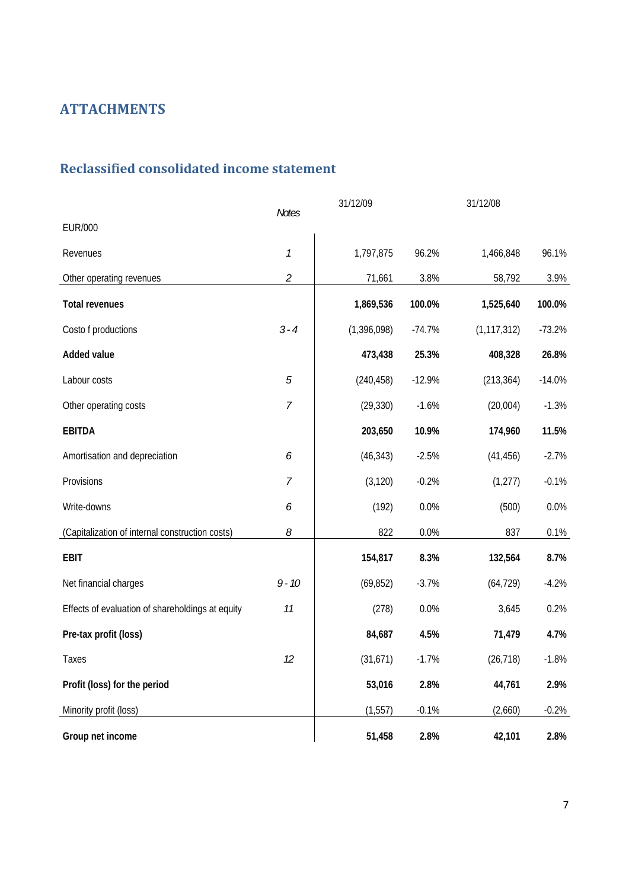# ATTACHMENTS

## Reclassified consolidated income statement

| EUR/000 | Notes | 31/12/09 | | 31/12/08 | |
|---|---|---|---|---|---|
| Revenues | *1* | 1,797,875 | 96.2% | 1,466,848 | 96.1% |
| Other operating revenues | *2* | 71,661 | 3.8% | 58,792 | 3.9% |
| **Total revenues** | | **1,869,536** | **100.0%** | **1,525,640** | **100.0%** |
| Costo f productions | *3 - 4* | (1,396,098) | -74.7% | (1,117,312) | -73.2% |
| **Added value** | | **473,438** | **25.3%** | **408,328** | **26.8%** |
| Labour costs | *5* | (240,458) | -12.9% | (213,364) | -14.0% |
| Other operating costs | *7* | (29,330) | -1.6% | (20,004) | -1.3% |
| **EBITDA** | | **203,650** | **10.9%** | **174,960** | **11.5%** |
| Amortisation and depreciation | *6* | (46,343) | -2.5% | (41,456) | -2.7% |
| Provisions | *7* | (3,120) | -0.2% | (1,277) | -0.1% |
| Write-downs | *6* | (192) | 0.0% | (500) | 0.0% |
| (Capitalization of internal construction costs) | *8* | 822 | 0.0% | 837 | 0.1% |
| **EBIT** | | **154,817** | **8.3%** | **132,564** | **8.7%** |
| Net financial charges | *9 - 10* | (69,852) | -3.7% | (64,729) | -4.2% |
| Effects of evaluation of shareholdings at equity | *11* | (278) | 0.0% | 3,645 | 0.2% |
| **Pre-tax profit (loss)** | | **84,687** | **4.5%** | **71,479** | **4.7%** |
| Taxes | *12* | (31,671) | -1.7% | (26,718) | -1.8% |
| **Profit (loss) for the period** | | **53,016** | **2.8%** | **44,761** | **2.9%** |
| Minority profit (loss) | | (1,557) | -0.1% | (2,660) | -0.2% |
| **Group net income** | | **51,458** | **2.8%** | **42,101** | **2.8%** |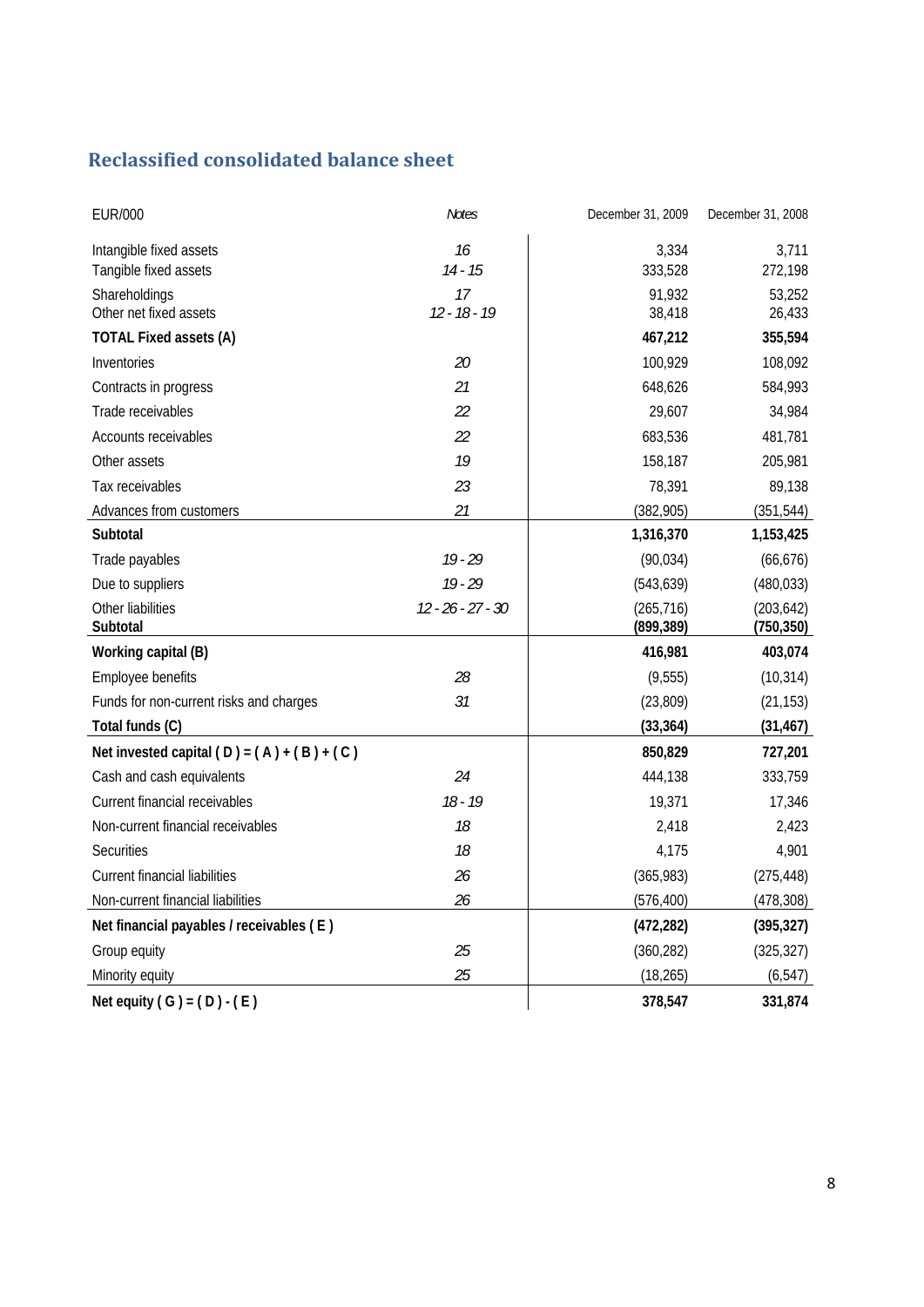## Reclassified consolidated balance sheet

| EUR/000 | *Notes* | December 31, 2009 | December 31, 2008 |
|---|---|---|---|
| Intangible fixed assets | *16* | 3,334 | 3,711 |
| Tangible fixed assets | *14 - 15* | 333,528 | 272,198 |
| Shareholdings | *17* | 91,932 | 53,252 |
| Other net fixed assets | *12 - 18 - 19* | 38,418 | 26,433 |
| **TOTAL Fixed assets (A)** | | **467,212** | **355,594** |
| Inventories | *20* | 100,929 | 108,092 |
| Contracts in progress | *21* | 648,626 | 584,993 |
| Trade receivables | *22* | 29,607 | 34,984 |
| Accounts receivables | *22* | 683,536 | 481,781 |
| Other assets | *19* | 158,187 | 205,981 |
| Tax receivables | *23* | 78,391 | 89,138 |
| Advances from customers | *21* | (382,905) | (351,544) |
| **Subtotal** | | **1,316,370** | **1,153,425** |
| Trade payables | *19 - 29* | (90,034) | (66,676) |
| Due to suppliers | *19 - 29* | (543,639) | (480,033) |
| Other liabilities | *12 - 26 - 27 - 30* | (265,716) | (203,642) |
| **Subtotal** | | **(899,389)** | **(750,350)** |
| **Working capital (B)** | | **416,981** | **403,074** |
| Employee benefits | *28* | (9,555) | (10,314) |
| Funds for non-current risks and charges | *31* | (23,809) | (21,153) |
| **Total funds (C)** | | **(33,364)** | **(31,467)** |
| **Net invested capital ( D ) = ( A ) + ( B ) + ( C )** | | **850,829** | **727,201** |
| Cash and cash equivalents | *24* | 444,138 | 333,759 |
| Current financial receivables | *18 - 19* | 19,371 | 17,346 |
| Non-current financial receivables | *18* | 2,418 | 2,423 |
| Securities | *18* | 4,175 | 4,901 |
| Current financial liabilities | *26* | (365,983) | (275,448) |
| Non-current financial liabilities | *26* | (576,400) | (478,308) |
| **Net financial payables / receivables ( E )** | | **(472,282)** | **(395,327)** |
| Group equity | *25* | (360,282) | (325,327) |
| Minority equity | *25* | (18,265) | (6,547) |
| **Net equity ( G ) = ( D ) - ( E )** | | **378,547** | **331,874** |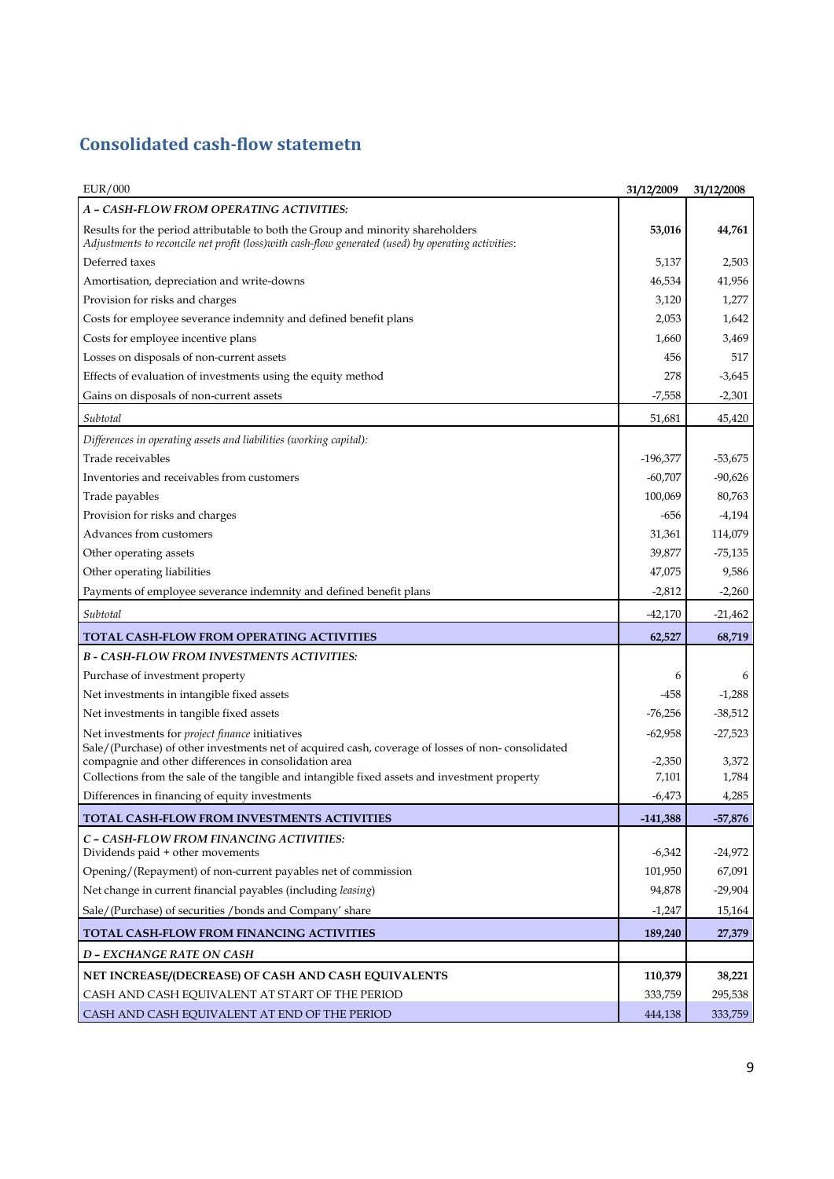## Consolidated cash-flow statemetn

| EUR/000 | 31/12/2009 | 31/12/2008 |
|---|---|---|
| ***A – CASH-FLOW FROM OPERATING ACTIVITIES:*** | | |
| Results for the period attributable to both the Group and minority shareholders<br>*Adjustments to reconcile net profit (loss)with cash-flow generated (used) by operating activities:* | **53,016** | **44,761** |
| Deferred taxes | 5,137 | 2,503 |
| Amortisation, depreciation and write-downs | 46,534 | 41,956 |
| Provision for risks and charges | 3,120 | 1,277 |
| Costs for employee severance indemnity and defined benefit plans | 2,053 | 1,642 |
| Costs for employee incentive plans | 1,660 | 3,469 |
| Losses on disposals of non-current assets | 456 | 517 |
| Effects of evaluation of investments using the equity method | 278 | -3,645 |
| Gains on disposals of non-current assets | -7,558 | -2,301 |
| *Subtotal* | 51,681 | 45,420 |
| *Differences in operating assets and liabilities (working capital):* | | |
| Trade receivables | -196,377 | -53,675 |
| Inventories and receivables from customers | -60,707 | -90,626 |
| Trade payables | 100,069 | 80,763 |
| Provision for risks and charges | -656 | -4,194 |
| Advances from customers | 31,361 | 114,079 |
| Other operating assets | 39,877 | -75,135 |
| Other operating liabilities | 47,075 | 9,586 |
| Payments of employee severance indemnity and defined benefit plans | -2,812 | -2,260 |
| *Subtotal* | -42,170 | -21,462 |
| **TOTAL CASH-FLOW FROM OPERATING ACTIVITIES** | **62,527** | **68,719** |
| ***B - CASH-FLOW FROM INVESTMENTS ACTIVITIES:*** | | |
| Purchase of investment property | 6 | 6 |
| Net investments in intangible fixed assets | -458 | -1,288 |
| Net investments in tangible fixed assets | -76,256 | -38,512 |
| Net investments for *project finance* initiatives | -62,958 | -27,523 |
| Sale/(Purchase) of other investments net of acquired cash, coverage of losses of non- consolidated compagnie and other differences in consolidation area | -2,350 | 3,372 |
| Collections from the sale of the tangible and intangible fixed assets and investment property | 7,101 | 1,784 |
| Differences in financing of equity investments | -6,473 | 4,285 |
| **TOTAL CASH-FLOW FROM INVESTMENTS ACTIVITIES** | **-141,388** | **-57,876** |
| ***C – CASH-FLOW FROM FINANCING ACTIVITIES:***<br>Dividends paid + other movements | -6,342 | -24,972 |
| Opening/(Repayment) of non-current payables net of commission | 101,950 | 67,091 |
| Net change in current financial payables (including *leasing*) | 94,878 | -29,904 |
| Sale/(Purchase) of securities /bonds and Company' share | -1,247 | 15,164 |
| **TOTAL CASH-FLOW FROM FINANCING ACTIVITIES** | **189,240** | **27,379** |
| ***D – EXCHANGE RATE ON CASH*** | | |
| **NET INCREASE/(DECREASE) OF CASH AND CASH EQUIVALENTS** | **110,379** | **38,221** |
| CASH AND CASH EQUIVALENT AT START OF THE PERIOD | 333,759 | 295,538 |
| CASH AND CASH EQUIVALENT AT END OF THE PERIOD | 444,138 | 333,759 |